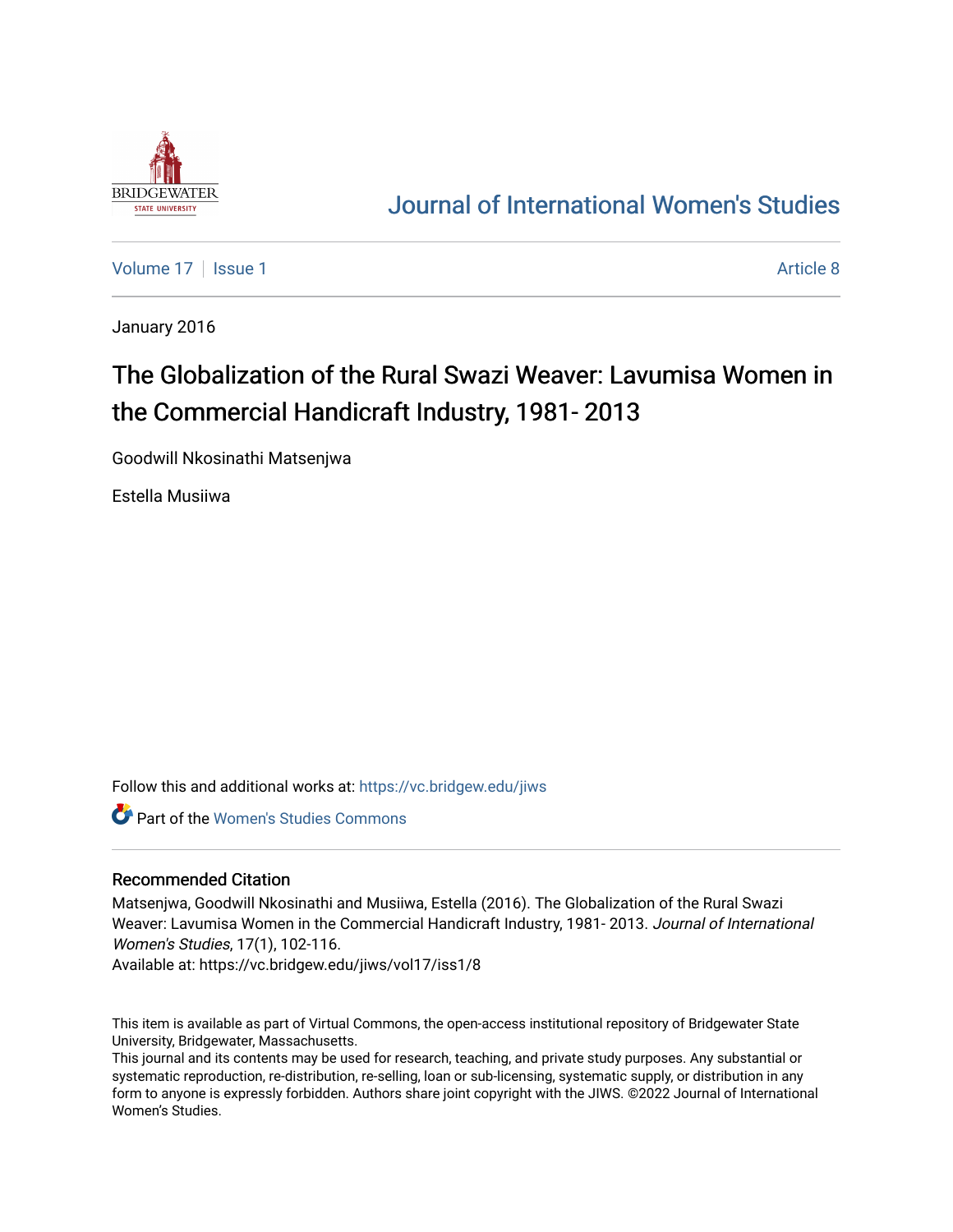Journal of International Women's Studies

Volume 17 | Issue 1 Article 8

January 2016

# The Globalization of the Rural Swazi Weaver: Lavumisa Women in the Commercial Handicraft Industry, 1981- 2013

Goodwill Nkosinathi Matsenjwa

Estella Musiiwa

Follow this and additional works at: https://vc.bridgew.edu/jiws

Part of the Women's Studies Commons

## Recommended Citation

Matsenjwa, Goodwill Nkosinathi and Musiiwa, Estella (2016). The Globalization of the Rural Swazi Weaver: Lavumisa Women in the Commercial Handicraft Industry, 1981- 2013. *Journal of International Women's Studies*, 17(1), 102-116.

Available at: https://vc.bridgew.edu/jiws/vol17/iss1/8

This item is available as part of Virtual Commons, the open-access institutional repository of Bridgewater State University, Bridgewater, Massachusetts.

This journal and its contents may be used for research, teaching, and private study purposes. Any substantial or systematic reproduction, re-distribution, re-selling, loan or sub-licensing, systematic supply, or distribution in any form to anyone is expressly forbidden. Authors share joint copyright with the JIWS. ©2022 Journal of International Women's Studies.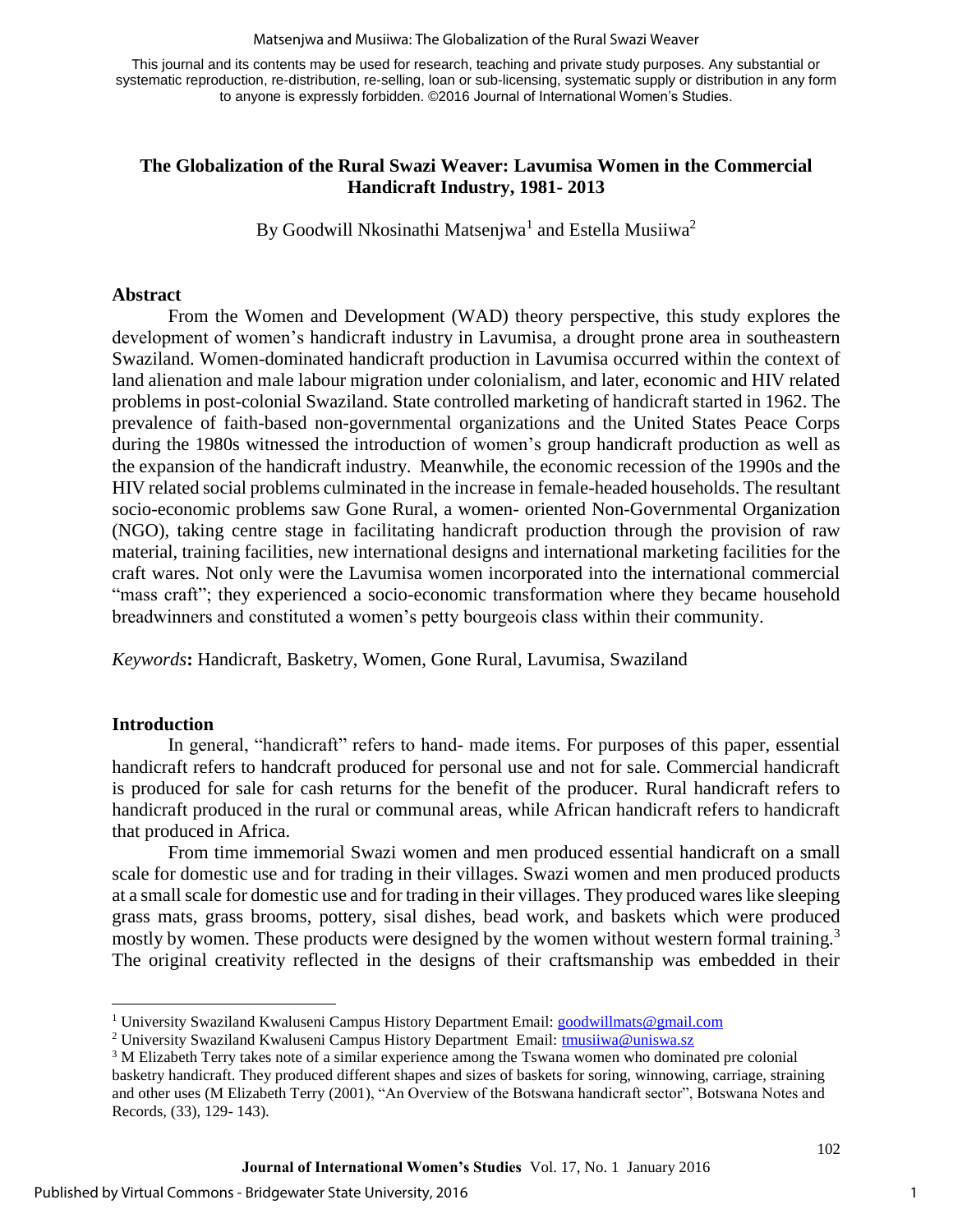This journal and its contents may be used for research, teaching and private study purposes. Any substantial or systematic reproduction, re-distribution, re-selling, loan or sub-licensing, systematic supply or distribution in any form to anyone is expressly forbidden. ©2016 Journal of International Women's Studies.

# The Globalization of the Rural Swazi Weaver: Lavumisa Women in the Commercial Handicraft Industry, 1981- 2013

By Goodwill Nkosinathi Matsenjwa[1] and Estella Musiiwa[2]

## Abstract

From the Women and Development (WAD) theory perspective, this study explores the development of women's handicraft industry in Lavumisa, a drought prone area in southeastern Swaziland. Women-dominated handicraft production in Lavumisa occurred within the context of land alienation and male labour migration under colonialism, and later, economic and HIV related problems in post-colonial Swaziland. State controlled marketing of handicraft started in 1962. The prevalence of faith-based non-governmental organizations and the United States Peace Corps during the 1980s witnessed the introduction of women's group handicraft production as well as the expansion of the handicraft industry. Meanwhile, the economic recession of the 1990s and the HIV related social problems culminated in the increase in female-headed households. The resultant socio-economic problems saw Gone Rural, a women- oriented Non-Governmental Organization (NGO), taking centre stage in facilitating handicraft production through the provision of raw material, training facilities, new international designs and international marketing facilities for the craft wares. Not only were the Lavumisa women incorporated into the international commercial "mass craft"; they experienced a socio-economic transformation where they became household breadwinners and constituted a women's petty bourgeois class within their community.

*Keywords***:** Handicraft, Basketry, Women, Gone Rural, Lavumisa, Swaziland

## Introduction

In general, "handicraft" refers to hand- made items. For purposes of this paper, essential handicraft refers to handcraft produced for personal use and not for sale. Commercial handicraft is produced for sale for cash returns for the benefit of the producer. Rural handicraft refers to handicraft produced in the rural or communal areas, while African handicraft refers to handicraft that produced in Africa.

From time immemorial Swazi women and men produced essential handicraft on a small scale for domestic use and for trading in their villages. Swazi women and men produced products at a small scale for domestic use and for trading in their villages. They produced wares like sleeping grass mats, grass brooms, pottery, sisal dishes, bead work, and baskets which were produced mostly by women. These products were designed by the women without western formal training.[3] The original creativity reflected in the designs of their craftsmanship was embedded in their

---

[1] University Swaziland Kwaluseni Campus History Department Email: goodwillmats@gmail.com

[2] University Swaziland Kwaluseni Campus History Department Email: tmusiiwa@uniswa.sz

[3] M Elizabeth Terry takes note of a similar experience among the Tswana women who dominated pre colonial basketry handicraft. They produced different shapes and sizes of baskets for soring, winnowing, carriage, straining and other uses (M Elizabeth Terry (2001), "An Overview of the Botswana handicraft sector", Botswana Notes and Records, (33), 129- 143).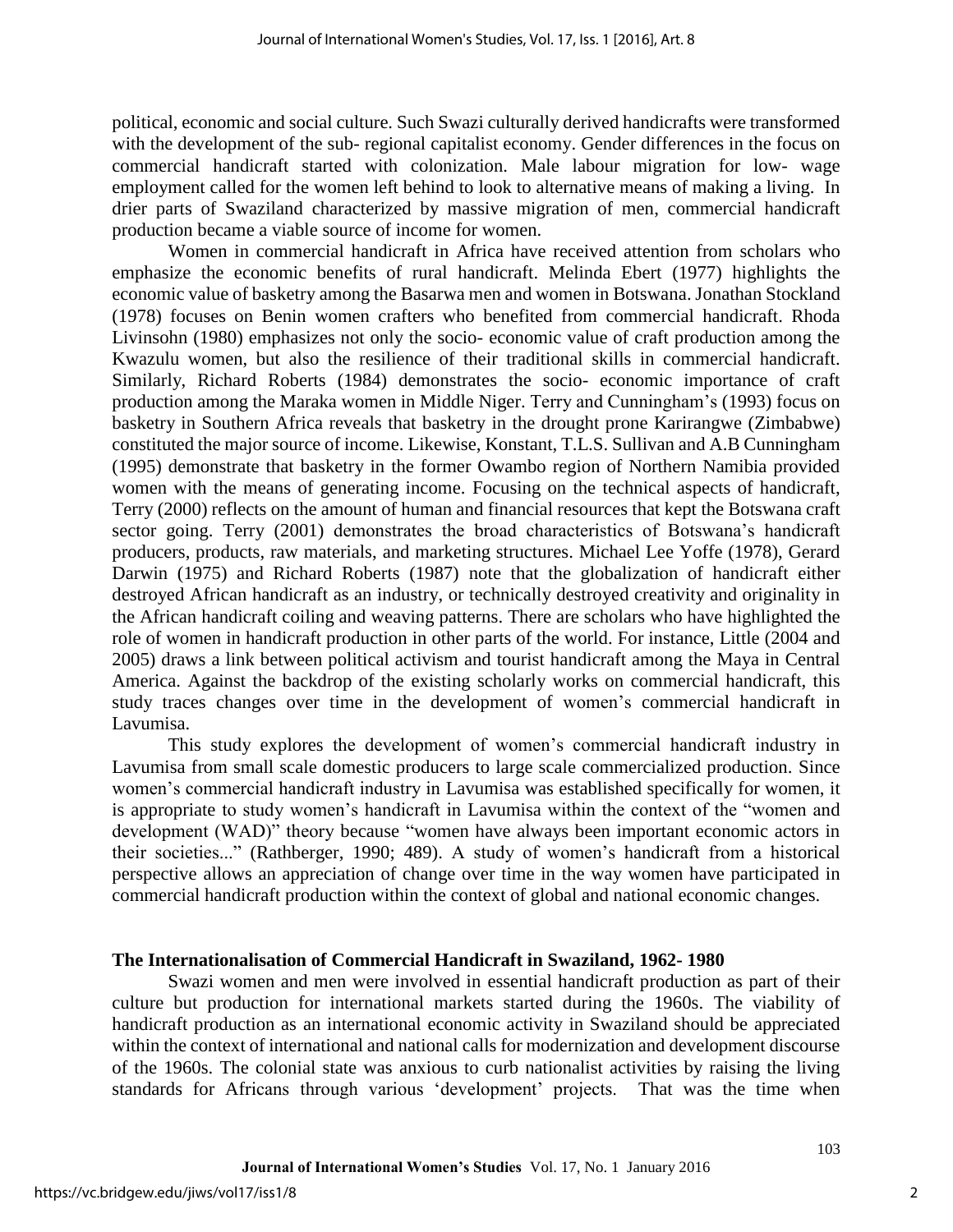political, economic and social culture. Such Swazi culturally derived handicrafts were transformed with the development of the sub- regional capitalist economy. Gender differences in the focus on commercial handicraft started with colonization. Male labour migration for low- wage employment called for the women left behind to look to alternative means of making a living. In drier parts of Swaziland characterized by massive migration of men, commercial handicraft production became a viable source of income for women.

Women in commercial handicraft in Africa have received attention from scholars who emphasize the economic benefits of rural handicraft. Melinda Ebert (1977) highlights the economic value of basketry among the Basarwa men and women in Botswana. Jonathan Stockland (1978) focuses on Benin women crafters who benefited from commercial handicraft. Rhoda Livinsohn (1980) emphasizes not only the socio- economic value of craft production among the Kwazulu women, but also the resilience of their traditional skills in commercial handicraft. Similarly, Richard Roberts (1984) demonstrates the socio- economic importance of craft production among the Maraka women in Middle Niger. Terry and Cunningham's (1993) focus on basketry in Southern Africa reveals that basketry in the drought prone Karirangwe (Zimbabwe) constituted the major source of income. Likewise, Konstant, T.L.S. Sullivan and A.B Cunningham (1995) demonstrate that basketry in the former Owambo region of Northern Namibia provided women with the means of generating income. Focusing on the technical aspects of handicraft, Terry (2000) reflects on the amount of human and financial resources that kept the Botswana craft sector going. Terry (2001) demonstrates the broad characteristics of Botswana's handicraft producers, products, raw materials, and marketing structures. Michael Lee Yoffe (1978), Gerard Darwin (1975) and Richard Roberts (1987) note that the globalization of handicraft either destroyed African handicraft as an industry, or technically destroyed creativity and originality in the African handicraft coiling and weaving patterns. There are scholars who have highlighted the role of women in handicraft production in other parts of the world. For instance, Little (2004 and 2005) draws a link between political activism and tourist handicraft among the Maya in Central America. Against the backdrop of the existing scholarly works on commercial handicraft, this study traces changes over time in the development of women's commercial handicraft in Lavumisa.

This study explores the development of women's commercial handicraft industry in Lavumisa from small scale domestic producers to large scale commercialized production. Since women's commercial handicraft industry in Lavumisa was established specifically for women, it is appropriate to study women's handicraft in Lavumisa within the context of the "women and development (WAD)" theory because "women have always been important economic actors in their societies..." (Rathberger, 1990; 489). A study of women's handicraft from a historical perspective allows an appreciation of change over time in the way women have participated in commercial handicraft production within the context of global and national economic changes.

## The Internationalisation of Commercial Handicraft in Swaziland, 1962- 1980

Swazi women and men were involved in essential handicraft production as part of their culture but production for international markets started during the 1960s. The viability of handicraft production as an international economic activity in Swaziland should be appreciated within the context of international and national calls for modernization and development discourse of the 1960s. The colonial state was anxious to curb nationalist activities by raising the living standards for Africans through various 'development' projects. That was the time when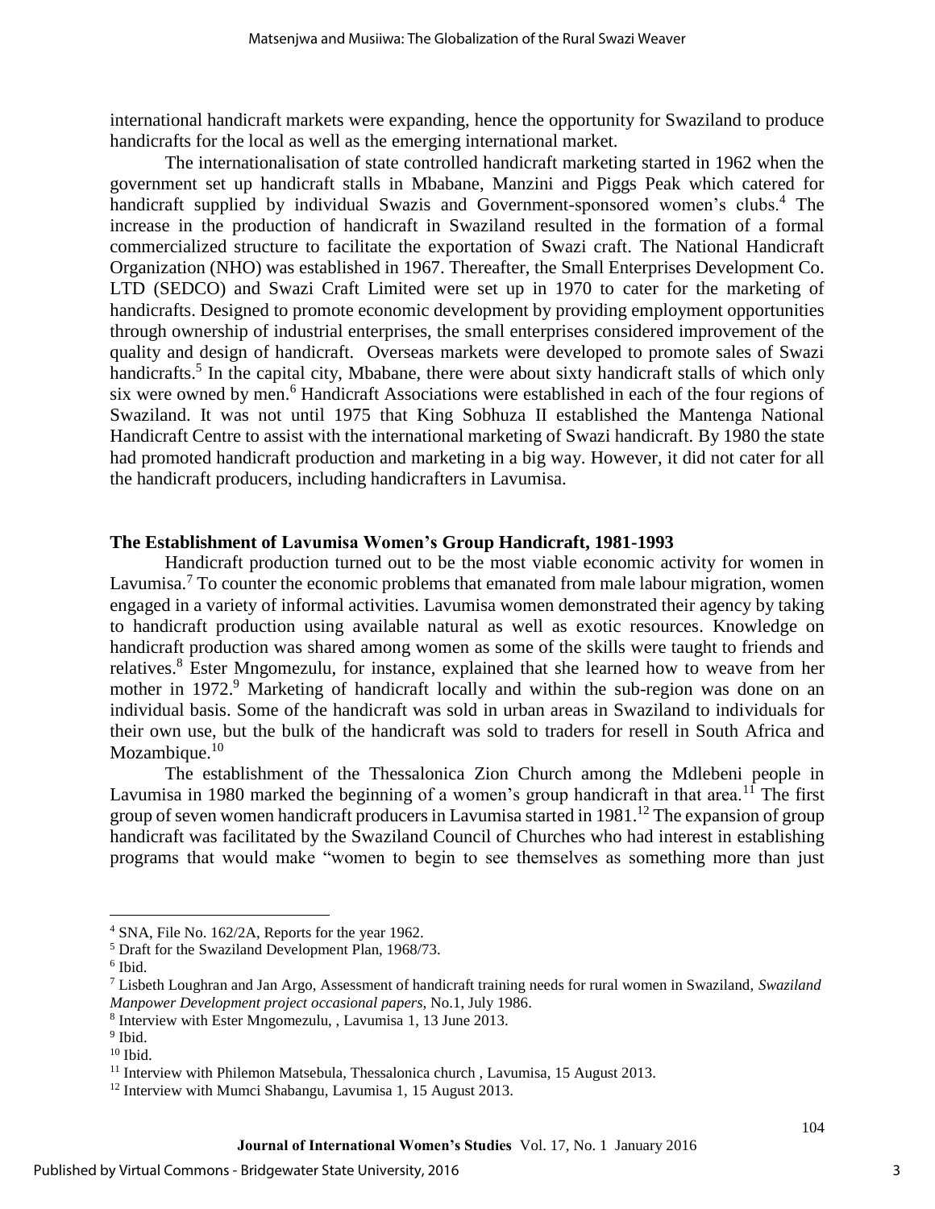international handicraft markets were expanding, hence the opportunity for Swaziland to produce handicrafts for the local as well as the emerging international market.

The internationalisation of state controlled handicraft marketing started in 1962 when the government set up handicraft stalls in Mbabane, Manzini and Piggs Peak which catered for handicraft supplied by individual Swazis and Government-sponsored women's clubs.[4] The increase in the production of handicraft in Swaziland resulted in the formation of a formal commercialized structure to facilitate the exportation of Swazi craft. The National Handicraft Organization (NHO) was established in 1967. Thereafter, the Small Enterprises Development Co. LTD (SEDCO) and Swazi Craft Limited were set up in 1970 to cater for the marketing of handicrafts. Designed to promote economic development by providing employment opportunities through ownership of industrial enterprises, the small enterprises considered improvement of the quality and design of handicraft. Overseas markets were developed to promote sales of Swazi handicrafts.[5] In the capital city, Mbabane, there were about sixty handicraft stalls of which only six were owned by men.[6] Handicraft Associations were established in each of the four regions of Swaziland. It was not until 1975 that King Sobhuza II established the Mantenga National Handicraft Centre to assist with the international marketing of Swazi handicraft. By 1980 the state had promoted handicraft production and marketing in a big way. However, it did not cater for all the handicraft producers, including handicrafters in Lavumisa.

## The Establishment of Lavumisa Women's Group Handicraft, 1981-1993

Handicraft production turned out to be the most viable economic activity for women in Lavumisa.[7] To counter the economic problems that emanated from male labour migration, women engaged in a variety of informal activities. Lavumisa women demonstrated their agency by taking to handicraft production using available natural as well as exotic resources. Knowledge on handicraft production was shared among women as some of the skills were taught to friends and relatives.[8] Ester Mngomezulu, for instance, explained that she learned how to weave from her mother in 1972.[9] Marketing of handicraft locally and within the sub-region was done on an individual basis. Some of the handicraft was sold in urban areas in Swaziland to individuals for their own use, but the bulk of the handicraft was sold to traders for resell in South Africa and Mozambique.[10]

The establishment of the Thessalonica Zion Church among the Mdlebeni people in Lavumisa in 1980 marked the beginning of a women's group handicraft in that area.[11] The first group of seven women handicraft producers in Lavumisa started in 1981.[12] The expansion of group handicraft was facilitated by the Swaziland Council of Churches who had interest in establishing programs that would make "women to begin to see themselves as something more than just

---

[4] SNA, File No. 162/2A, Reports for the year 1962.

[5] Draft for the Swaziland Development Plan, 1968/73.

[6] Ibid.

[7] Lisbeth Loughran and Jan Argo, Assessment of handicraft training needs for rural women in Swaziland, *Swaziland Manpower Development project occasional papers*, No.1, July 1986.

[8] Interview with Ester Mngomezulu, , Lavumisa 1, 13 June 2013.

[9] Ibid.

[10] Ibid.

[11] Interview with Philemon Matsebula, Thessalonica church , Lavumisa, 15 August 2013.

[12] Interview with Mumci Shabangu, Lavumisa 1, 15 August 2013.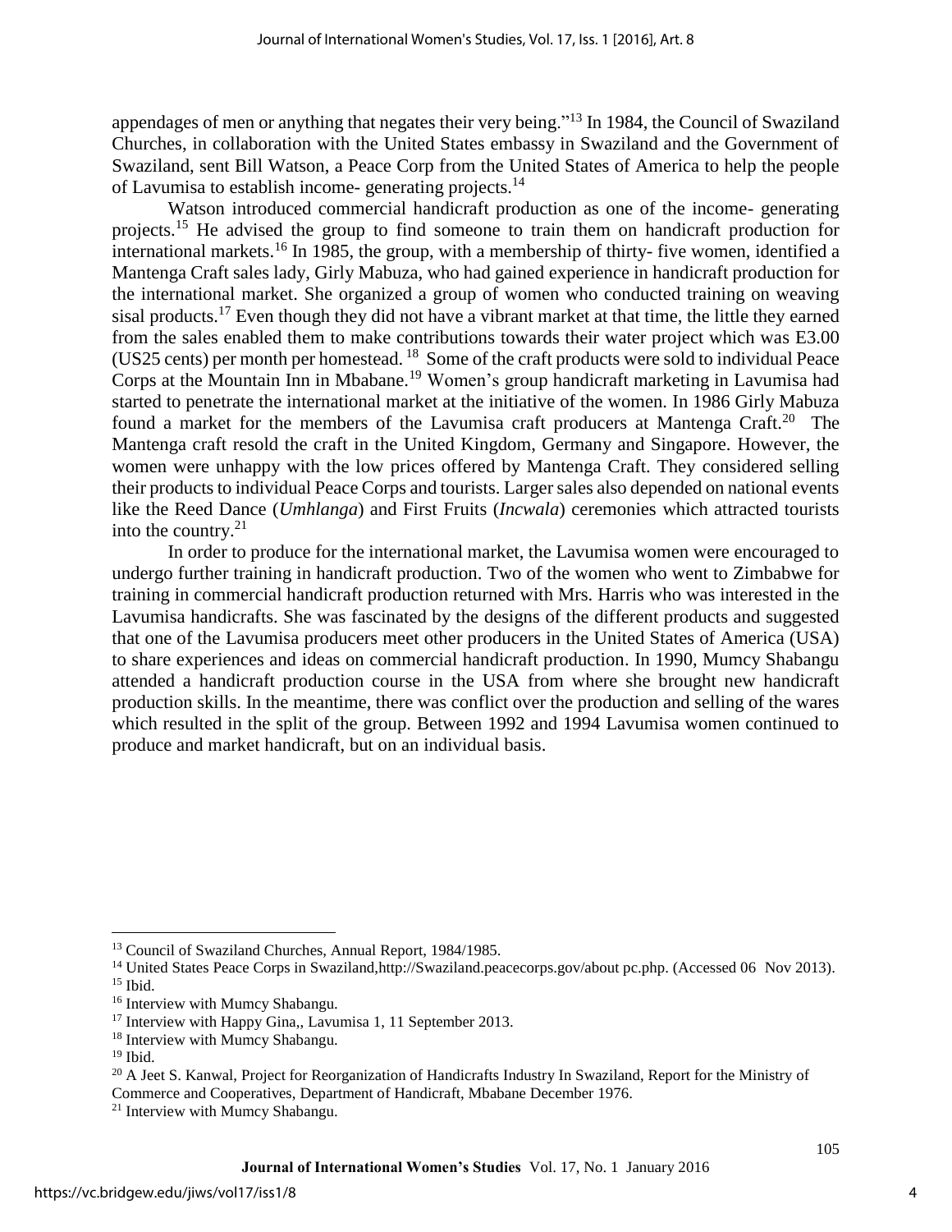appendages of men or anything that negates their very being."[13] In 1984, the Council of Swaziland Churches, in collaboration with the United States embassy in Swaziland and the Government of Swaziland, sent Bill Watson, a Peace Corp from the United States of America to help the people of Lavumisa to establish income- generating projects.[14]

Watson introduced commercial handicraft production as one of the income- generating projects.[15] He advised the group to find someone to train them on handicraft production for international markets.[16] In 1985, the group, with a membership of thirty- five women, identified a Mantenga Craft sales lady, Girly Mabuza, who had gained experience in handicraft production for the international market. She organized a group of women who conducted training on weaving sisal products.[17] Even though they did not have a vibrant market at that time, the little they earned from the sales enabled them to make contributions towards their water project which was E3.00 (US25 cents) per month per homestead.[18] Some of the craft products were sold to individual Peace Corps at the Mountain Inn in Mbabane.[19] Women's group handicraft marketing in Lavumisa had started to penetrate the international market at the initiative of the women. In 1986 Girly Mabuza found a market for the members of the Lavumisa craft producers at Mantenga Craft.[20] The Mantenga craft resold the craft in the United Kingdom, Germany and Singapore. However, the women were unhappy with the low prices offered by Mantenga Craft. They considered selling their products to individual Peace Corps and tourists. Larger sales also depended on national events like the Reed Dance (*Umhlanga*) and First Fruits (*Incwala*) ceremonies which attracted tourists into the country.[21]

In order to produce for the international market, the Lavumisa women were encouraged to undergo further training in handicraft production. Two of the women who went to Zimbabwe for training in commercial handicraft production returned with Mrs. Harris who was interested in the Lavumisa handicrafts. She was fascinated by the designs of the different products and suggested that one of the Lavumisa producers meet other producers in the United States of America (USA) to share experiences and ideas on commercial handicraft production. In 1990, Mumcy Shabangu attended a handicraft production course in the USA from where she brought new handicraft production skills. In the meantime, there was conflict over the production and selling of the wares which resulted in the split of the group. Between 1992 and 1994 Lavumisa women continued to produce and market handicraft, but on an individual basis.

---

[13] Council of Swaziland Churches, Annual Report, 1984/1985.

[14] United States Peace Corps in Swaziland,http://Swaziland.peacecorps.gov/about pc.php. (Accessed 06 Nov 2013).

[15] Ibid.

[16] Interview with Mumcy Shabangu.

[17] Interview with Happy Gina,, Lavumisa 1, 11 September 2013.

[18] Interview with Mumcy Shabangu.

[19] Ibid.

[20] A Jeet S. Kanwal, Project for Reorganization of Handicrafts Industry In Swaziland, Report for the Ministry of Commerce and Cooperatives, Department of Handicraft, Mbabane December 1976.

[21] Interview with Mumcy Shabangu.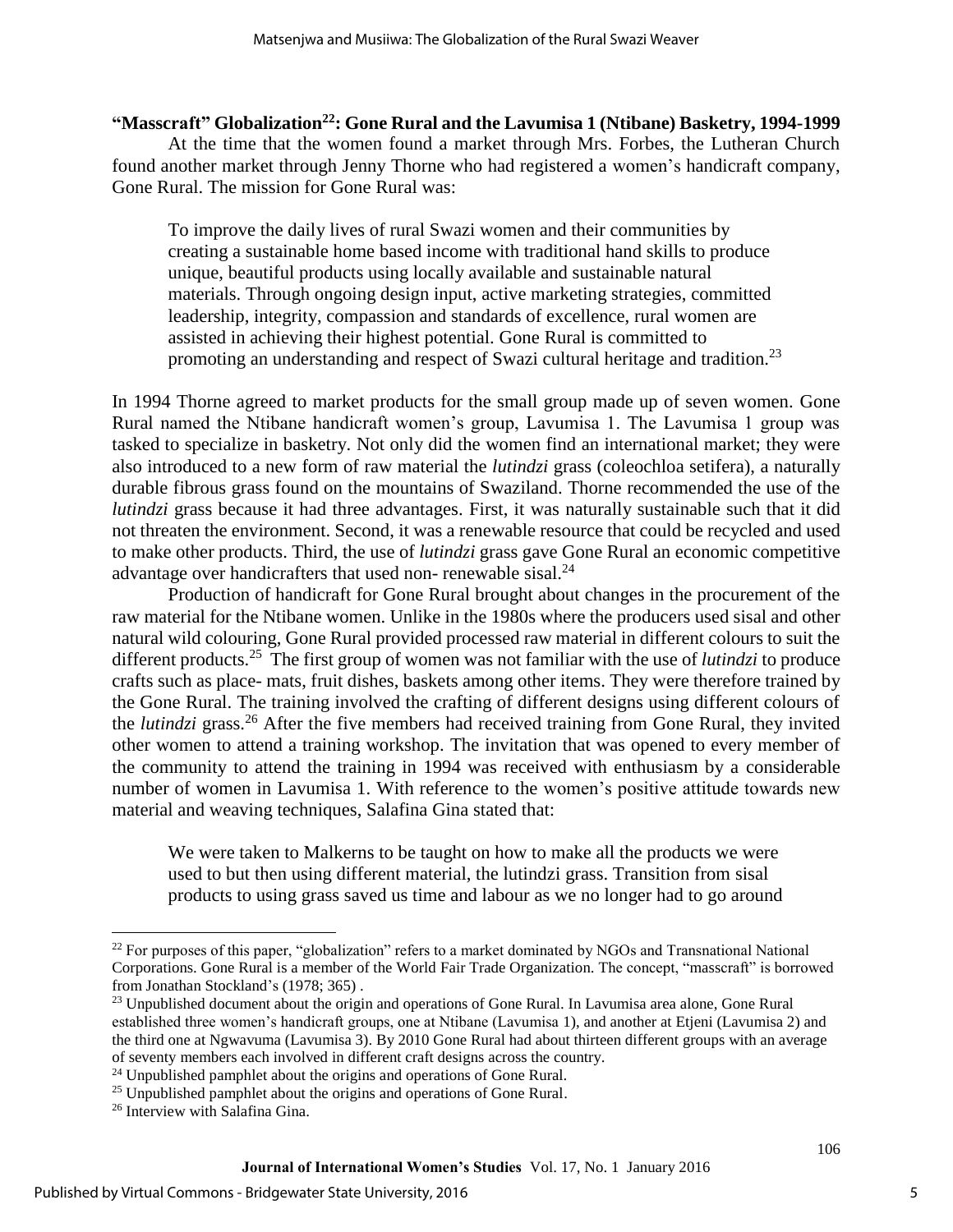## "Masscraft" Globalization[22]: Gone Rural and the Lavumisa 1 (Ntibane) Basketry, 1994-1999

At the time that the women found a market through Mrs. Forbes, the Lutheran Church found another market through Jenny Thorne who had registered a women's handicraft company, Gone Rural. The mission for Gone Rural was:

> To improve the daily lives of rural Swazi women and their communities by creating a sustainable home based income with traditional hand skills to produce unique, beautiful products using locally available and sustainable natural materials. Through ongoing design input, active marketing strategies, committed leadership, integrity, compassion and standards of excellence, rural women are assisted in achieving their highest potential. Gone Rural is committed to promoting an understanding and respect of Swazi cultural heritage and tradition.[23]

In 1994 Thorne agreed to market products for the small group made up of seven women. Gone Rural named the Ntibane handicraft women's group, Lavumisa 1. The Lavumisa 1 group was tasked to specialize in basketry. Not only did the women find an international market; they were also introduced to a new form of raw material the *lutindzi* grass (coleochloa setifera), a naturally durable fibrous grass found on the mountains of Swaziland. Thorne recommended the use of the *lutindzi* grass because it had three advantages. First, it was naturally sustainable such that it did not threaten the environment. Second, it was a renewable resource that could be recycled and used to make other products. Third, the use of *lutindzi* grass gave Gone Rural an economic competitive advantage over handicrafters that used non- renewable sisal.[24]

Production of handicraft for Gone Rural brought about changes in the procurement of the raw material for the Ntibane women. Unlike in the 1980s where the producers used sisal and other natural wild colouring, Gone Rural provided processed raw material in different colours to suit the different products.[25] The first group of women was not familiar with the use of *lutindzi* to produce crafts such as place- mats, fruit dishes, baskets among other items. They were therefore trained by the Gone Rural. The training involved the crafting of different designs using different colours of the *lutindzi* grass.[26] After the five members had received training from Gone Rural, they invited other women to attend a training workshop. The invitation that was opened to every member of the community to attend the training in 1994 was received with enthusiasm by a considerable number of women in Lavumisa 1. With reference to the women's positive attitude towards new material and weaving techniques, Salafina Gina stated that:

> We were taken to Malkerns to be taught on how to make all the products we were used to but then using different material, the lutindzi grass. Transition from sisal products to using grass saved us time and labour as we no longer had to go around

---

[22] For purposes of this paper, "globalization" refers to a market dominated by NGOs and Transnational National Corporations. Gone Rural is a member of the World Fair Trade Organization. The concept, "masscraft" is borrowed from Jonathan Stockland's (1978; 365) .

[23] Unpublished document about the origin and operations of Gone Rural. In Lavumisa area alone, Gone Rural established three women's handicraft groups, one at Ntibane (Lavumisa 1), and another at Etjeni (Lavumisa 2) and the third one at Ngwavuma (Lavumisa 3). By 2010 Gone Rural had about thirteen different groups with an average of seventy members each involved in different craft designs across the country.

[24] Unpublished pamphlet about the origins and operations of Gone Rural.

[25] Unpublished pamphlet about the origins and operations of Gone Rural.

[26] Interview with Salafina Gina.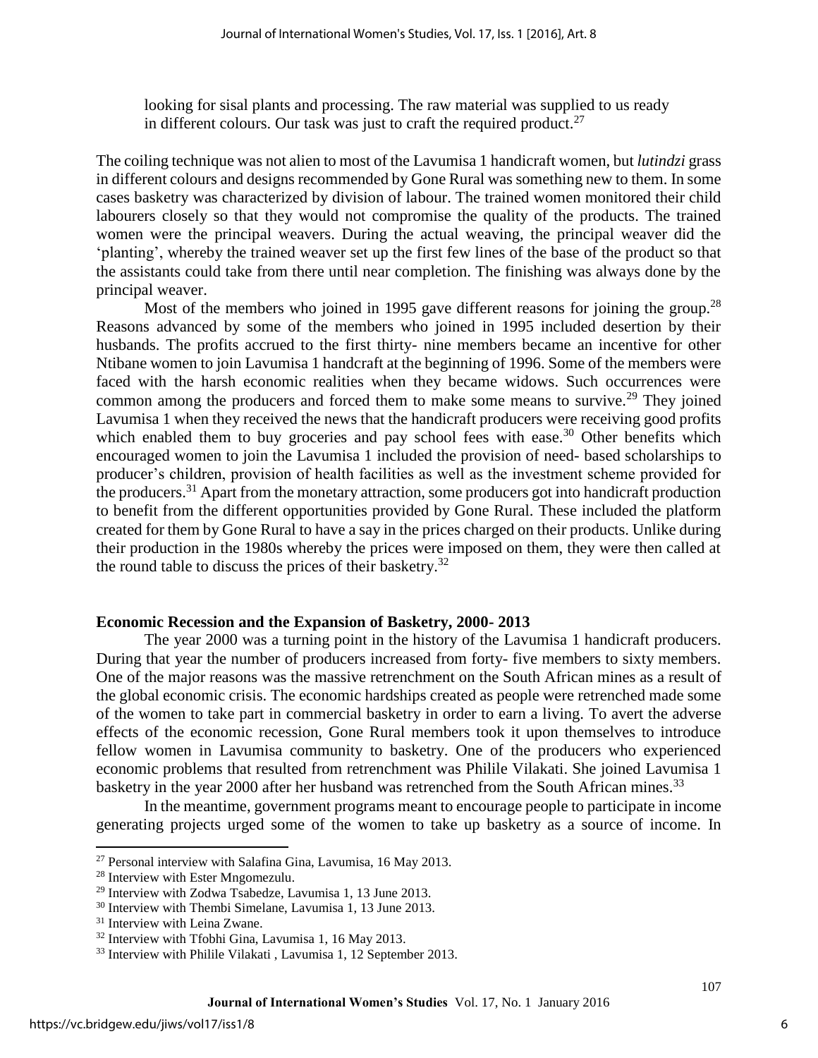looking for sisal plants and processing. The raw material was supplied to us ready in different colours. Our task was just to craft the required product.[27]

The coiling technique was not alien to most of the Lavumisa 1 handicraft women, but *lutindzi* grass in different colours and designs recommended by Gone Rural was something new to them. In some cases basketry was characterized by division of labour. The trained women monitored their child labourers closely so that they would not compromise the quality of the products. The trained women were the principal weavers. During the actual weaving, the principal weaver did the 'planting', whereby the trained weaver set up the first few lines of the base of the product so that the assistants could take from there until near completion. The finishing was always done by the principal weaver.

Most of the members who joined in 1995 gave different reasons for joining the group.[28] Reasons advanced by some of the members who joined in 1995 included desertion by their husbands. The profits accrued to the first thirty- nine members became an incentive for other Ntibane women to join Lavumisa 1 handcraft at the beginning of 1996. Some of the members were faced with the harsh economic realities when they became widows. Such occurrences were common among the producers and forced them to make some means to survive.[29] They joined Lavumisa 1 when they received the news that the handicraft producers were receiving good profits which enabled them to buy groceries and pay school fees with ease.[30] Other benefits which encouraged women to join the Lavumisa 1 included the provision of need- based scholarships to producer's children, provision of health facilities as well as the investment scheme provided for the producers.[31] Apart from the monetary attraction, some producers got into handicraft production to benefit from the different opportunities provided by Gone Rural. These included the platform created for them by Gone Rural to have a say in the prices charged on their products. Unlike during their production in the 1980s whereby the prices were imposed on them, they were then called at the round table to discuss the prices of their basketry.[32]

## Economic Recession and the Expansion of Basketry, 2000- 2013

The year 2000 was a turning point in the history of the Lavumisa 1 handicraft producers. During that year the number of producers increased from forty- five members to sixty members. One of the major reasons was the massive retrenchment on the South African mines as a result of the global economic crisis. The economic hardships created as people were retrenched made some of the women to take part in commercial basketry in order to earn a living. To avert the adverse effects of the economic recession, Gone Rural members took it upon themselves to introduce fellow women in Lavumisa community to basketry. One of the producers who experienced economic problems that resulted from retrenchment was Philile Vilakati. She joined Lavumisa 1 basketry in the year 2000 after her husband was retrenched from the South African mines.[33]

In the meantime, government programs meant to encourage people to participate in income generating projects urged some of the women to take up basketry as a source of income. In

---

[27] Personal interview with Salafina Gina, Lavumisa, 16 May 2013.

[28] Interview with Ester Mngomezulu.

[29] Interview with Zodwa Tsabedze, Lavumisa 1, 13 June 2013.

[30] Interview with Thembi Simelane, Lavumisa 1, 13 June 2013.

[31] Interview with Leina Zwane.

[32] Interview with Tfobhi Gina, Lavumisa 1, 16 May 2013.

[33] Interview with Philile Vilakati , Lavumisa 1, 12 September 2013.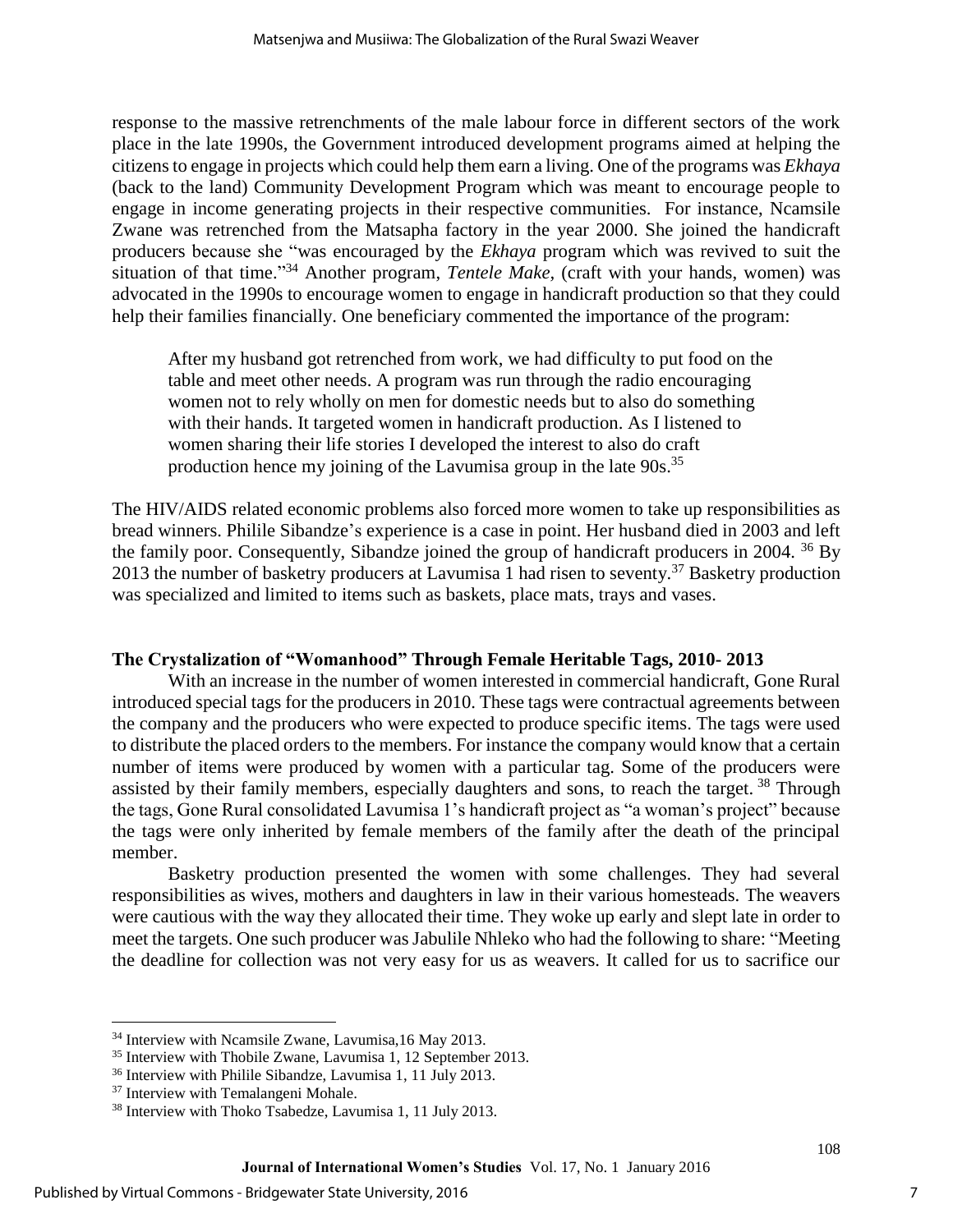response to the massive retrenchments of the male labour force in different sectors of the work place in the late 1990s, the Government introduced development programs aimed at helping the citizens to engage in projects which could help them earn a living. One of the programs was *Ekhaya* (back to the land) Community Development Program which was meant to encourage people to engage in income generating projects in their respective communities. For instance, Ncamsile Zwane was retrenched from the Matsapha factory in the year 2000. She joined the handicraft producers because she "was encouraged by the *Ekhaya* program which was revived to suit the situation of that time."[34] Another program, *Tentele Make,* (craft with your hands, women) was advocated in the 1990s to encourage women to engage in handicraft production so that they could help their families financially. One beneficiary commented the importance of the program:

> After my husband got retrenched from work, we had difficulty to put food on the table and meet other needs. A program was run through the radio encouraging women not to rely wholly on men for domestic needs but to also do something with their hands. It targeted women in handicraft production. As I listened to women sharing their life stories I developed the interest to also do craft production hence my joining of the Lavumisa group in the late 90s.[35]

The HIV/AIDS related economic problems also forced more women to take up responsibilities as bread winners. Philile Sibandze's experience is a case in point. Her husband died in 2003 and left the family poor. Consequently, Sibandze joined the group of handicraft producers in 2004. [36] By 2013 the number of basketry producers at Lavumisa 1 had risen to seventy.[37] Basketry production was specialized and limited to items such as baskets, place mats, trays and vases.

### The Crystalization of "Womanhood" Through Female Heritable Tags, 2010- 2013

With an increase in the number of women interested in commercial handicraft, Gone Rural introduced special tags for the producers in 2010. These tags were contractual agreements between the company and the producers who were expected to produce specific items. The tags were used to distribute the placed orders to the members. For instance the company would know that a certain number of items were produced by women with a particular tag. Some of the producers were assisted by their family members, especially daughters and sons, to reach the target. [38] Through the tags, Gone Rural consolidated Lavumisa 1's handicraft project as "a woman's project" because the tags were only inherited by female members of the family after the death of the principal member.

Basketry production presented the women with some challenges. They had several responsibilities as wives, mothers and daughters in law in their various homesteads. The weavers were cautious with the way they allocated their time. They woke up early and slept late in order to meet the targets. One such producer was Jabulile Nhleko who had the following to share: "Meeting the deadline for collection was not very easy for us as weavers. It called for us to sacrifice our

---

[34] Interview with Ncamsile Zwane, Lavumisa,16 May 2013.

[35] Interview with Thobile Zwane, Lavumisa 1, 12 September 2013.

[36] Interview with Philile Sibandze, Lavumisa 1, 11 July 2013.

[37] Interview with Temalangeni Mohale.

[38] Interview with Thoko Tsabedze, Lavumisa 1, 11 July 2013.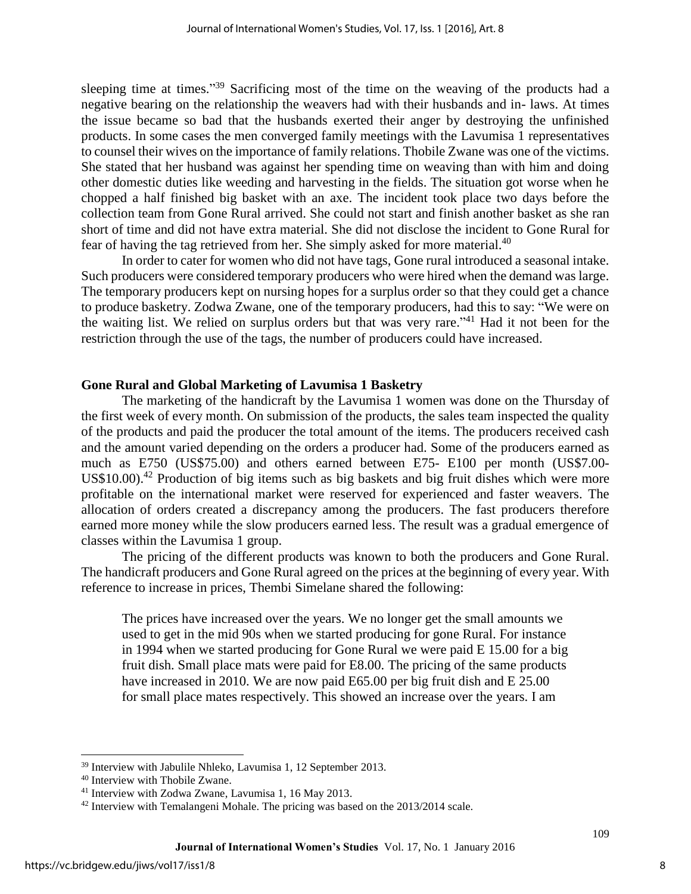sleeping time at times."[39] Sacrificing most of the time on the weaving of the products had a negative bearing on the relationship the weavers had with their husbands and in- laws. At times the issue became so bad that the husbands exerted their anger by destroying the unfinished products. In some cases the men converged family meetings with the Lavumisa 1 representatives to counsel their wives on the importance of family relations. Thobile Zwane was one of the victims. She stated that her husband was against her spending time on weaving than with him and doing other domestic duties like weeding and harvesting in the fields. The situation got worse when he chopped a half finished big basket with an axe. The incident took place two days before the collection team from Gone Rural arrived. She could not start and finish another basket as she ran short of time and did not have extra material. She did not disclose the incident to Gone Rural for fear of having the tag retrieved from her. She simply asked for more material.[40]

In order to cater for women who did not have tags, Gone rural introduced a seasonal intake. Such producers were considered temporary producers who were hired when the demand was large. The temporary producers kept on nursing hopes for a surplus order so that they could get a chance to produce basketry. Zodwa Zwane, one of the temporary producers, had this to say: "We were on the waiting list. We relied on surplus orders but that was very rare."[41] Had it not been for the restriction through the use of the tags, the number of producers could have increased.

## Gone Rural and Global Marketing of Lavumisa 1 Basketry

The marketing of the handicraft by the Lavumisa 1 women was done on the Thursday of the first week of every month. On submission of the products, the sales team inspected the quality of the products and paid the producer the total amount of the items. The producers received cash and the amount varied depending on the orders a producer had. Some of the producers earned as much as E750 (US$75.00) and others earned between E75- E100 per month (US$7.00-US$10.00).[42] Production of big items such as big baskets and big fruit dishes which were more profitable on the international market were reserved for experienced and faster weavers. The allocation of orders created a discrepancy among the producers. The fast producers therefore earned more money while the slow producers earned less. The result was a gradual emergence of classes within the Lavumisa 1 group.

The pricing of the different products was known to both the producers and Gone Rural. The handicraft producers and Gone Rural agreed on the prices at the beginning of every year. With reference to increase in prices, Thembi Simelane shared the following:

> The prices have increased over the years. We no longer get the small amounts we used to get in the mid 90s when we started producing for gone Rural. For instance in 1994 when we started producing for Gone Rural we were paid E 15.00 for a big fruit dish. Small place mats were paid for E8.00. The pricing of the same products have increased in 2010. We are now paid E65.00 per big fruit dish and E 25.00 for small place mates respectively. This showed an increase over the years. I am

---

[39] Interview with Jabulile Nhleko, Lavumisa 1, 12 September 2013.

[40] Interview with Thobile Zwane.

[41] Interview with Zodwa Zwane, Lavumisa 1, 16 May 2013.

[42] Interview with Temalangeni Mohale. The pricing was based on the 2013/2014 scale.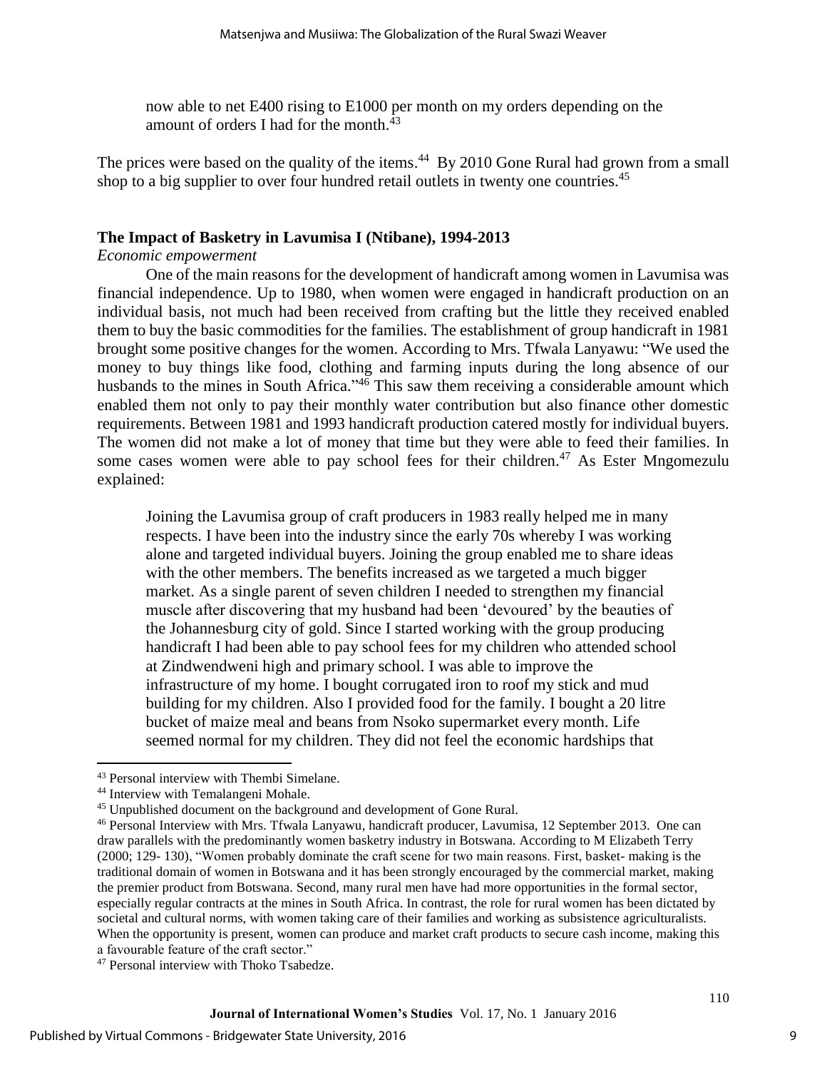> now able to net E400 rising to E1000 per month on my orders depending on the amount of orders I had for the month.[43]

The prices were based on the quality of the items.[44] By 2010 Gone Rural had grown from a small shop to a big supplier to over four hundred retail outlets in twenty one countries.[45]

## The Impact of Basketry in Lavumisa I (Ntibane), 1994-2013

*Economic empowerment*

One of the main reasons for the development of handicraft among women in Lavumisa was financial independence. Up to 1980, when women were engaged in handicraft production on an individual basis, not much had been received from crafting but the little they received enabled them to buy the basic commodities for the families. The establishment of group handicraft in 1981 brought some positive changes for the women. According to Mrs. Tfwala Lanyawu: "We used the money to buy things like food, clothing and farming inputs during the long absence of our husbands to the mines in South Africa."[46] This saw them receiving a considerable amount which enabled them not only to pay their monthly water contribution but also finance other domestic requirements. Between 1981 and 1993 handicraft production catered mostly for individual buyers. The women did not make a lot of money that time but they were able to feed their families. In some cases women were able to pay school fees for their children.[47] As Ester Mngomezulu explained:

> Joining the Lavumisa group of craft producers in 1983 really helped me in many respects. I have been into the industry since the early 70s whereby I was working alone and targeted individual buyers. Joining the group enabled me to share ideas with the other members. The benefits increased as we targeted a much bigger market. As a single parent of seven children I needed to strengthen my financial muscle after discovering that my husband had been 'devoured' by the beauties of the Johannesburg city of gold. Since I started working with the group producing handicraft I had been able to pay school fees for my children who attended school at Zindwendweni high and primary school. I was able to improve the infrastructure of my home. I bought corrugated iron to roof my stick and mud building for my children. Also I provided food for the family. I bought a 20 litre bucket of maize meal and beans from Nsoko supermarket every month. Life seemed normal for my children. They did not feel the economic hardships that

---

[43] Personal interview with Thembi Simelane.

[44] Interview with Temalangeni Mohale.

[45] Unpublished document on the background and development of Gone Rural.

[46] Personal Interview with Mrs. Tfwala Lanyawu, handicraft producer, Lavumisa, 12 September 2013. One can draw parallels with the predominantly women basketry industry in Botswana. According to M Elizabeth Terry (2000; 129- 130), "Women probably dominate the craft scene for two main reasons. First, basket- making is the traditional domain of women in Botswana and it has been strongly encouraged by the commercial market, making the premier product from Botswana. Second, many rural men have had more opportunities in the formal sector, especially regular contracts at the mines in South Africa. In contrast, the role for rural women has been dictated by societal and cultural norms, with women taking care of their families and working as subsistence agriculturalists. When the opportunity is present, women can produce and market craft products to secure cash income, making this a favourable feature of the craft sector."

[47] Personal interview with Thoko Tsabedze.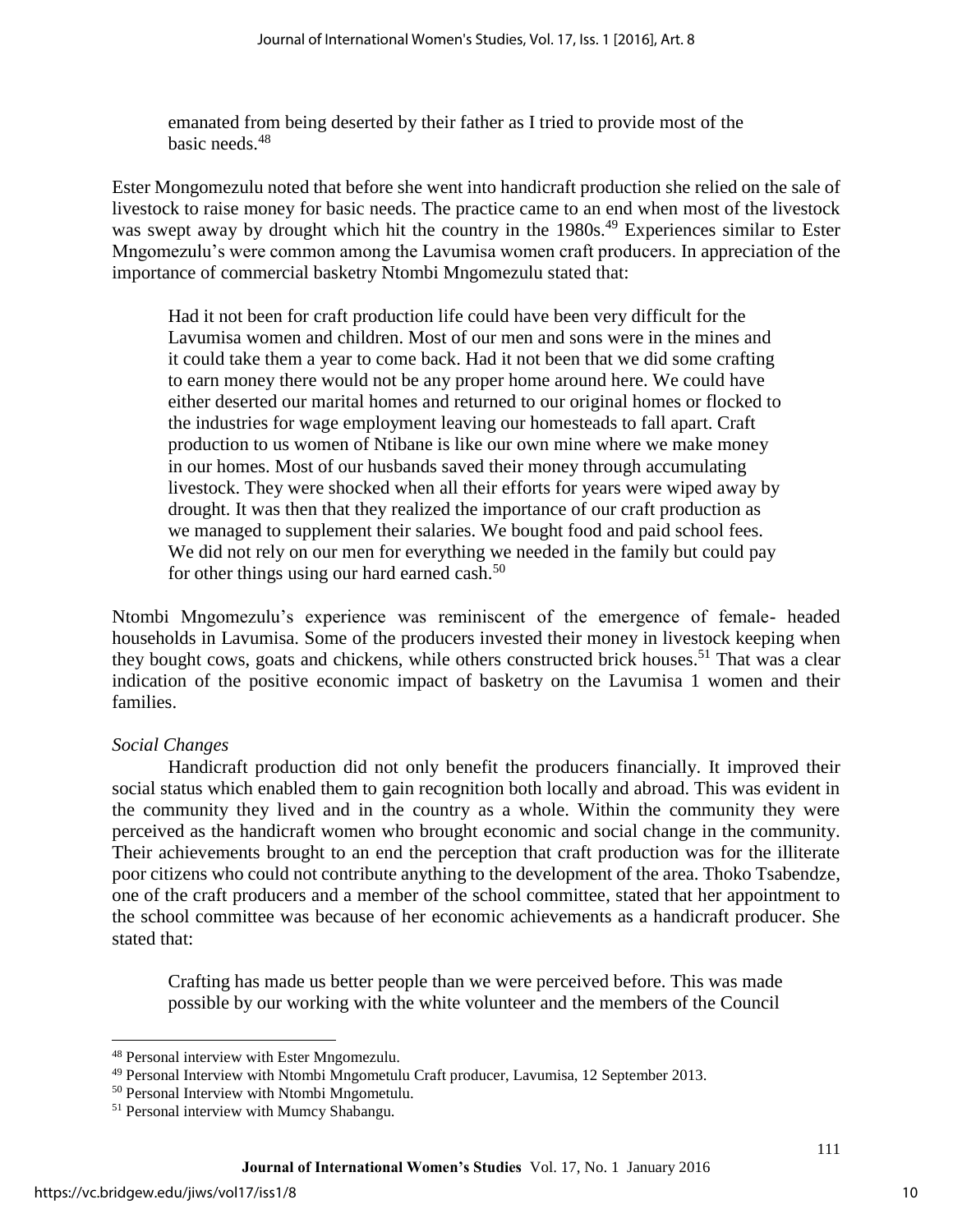emanated from being deserted by their father as I tried to provide most of the basic needs.[48]

Ester Mongomezulu noted that before she went into handicraft production she relied on the sale of livestock to raise money for basic needs. The practice came to an end when most of the livestock was swept away by drought which hit the country in the 1980s.[49] Experiences similar to Ester Mngomezulu's were common among the Lavumisa women craft producers. In appreciation of the importance of commercial basketry Ntombi Mngomezulu stated that:

> Had it not been for craft production life could have been very difficult for the Lavumisa women and children. Most of our men and sons were in the mines and it could take them a year to come back. Had it not been that we did some crafting to earn money there would not be any proper home around here. We could have either deserted our marital homes and returned to our original homes or flocked to the industries for wage employment leaving our homesteads to fall apart. Craft production to us women of Ntibane is like our own mine where we make money in our homes. Most of our husbands saved their money through accumulating livestock. They were shocked when all their efforts for years were wiped away by drought. It was then that they realized the importance of our craft production as we managed to supplement their salaries. We bought food and paid school fees. We did not rely on our men for everything we needed in the family but could pay for other things using our hard earned cash.[50]

Ntombi Mngomezulu's experience was reminiscent of the emergence of female- headed households in Lavumisa. Some of the producers invested their money in livestock keeping when they bought cows, goats and chickens, while others constructed brick houses.[51] That was a clear indication of the positive economic impact of basketry on the Lavumisa 1 women and their families.

*Social Changes*

Handicraft production did not only benefit the producers financially. It improved their social status which enabled them to gain recognition both locally and abroad. This was evident in the community they lived and in the country as a whole. Within the community they were perceived as the handicraft women who brought economic and social change in the community. Their achievements brought to an end the perception that craft production was for the illiterate poor citizens who could not contribute anything to the development of the area. Thoko Tsabendze, one of the craft producers and a member of the school committee, stated that her appointment to the school committee was because of her economic achievements as a handicraft producer. She stated that:

> Crafting has made us better people than we were perceived before. This was made possible by our working with the white volunteer and the members of the Council

---

[48] Personal interview with Ester Mngomezulu.

[49] Personal Interview with Ntombi Mngometulu Craft producer, Lavumisa, 12 September 2013.

[50] Personal Interview with Ntombi Mngometulu.

[51] Personal interview with Mumcy Shabangu.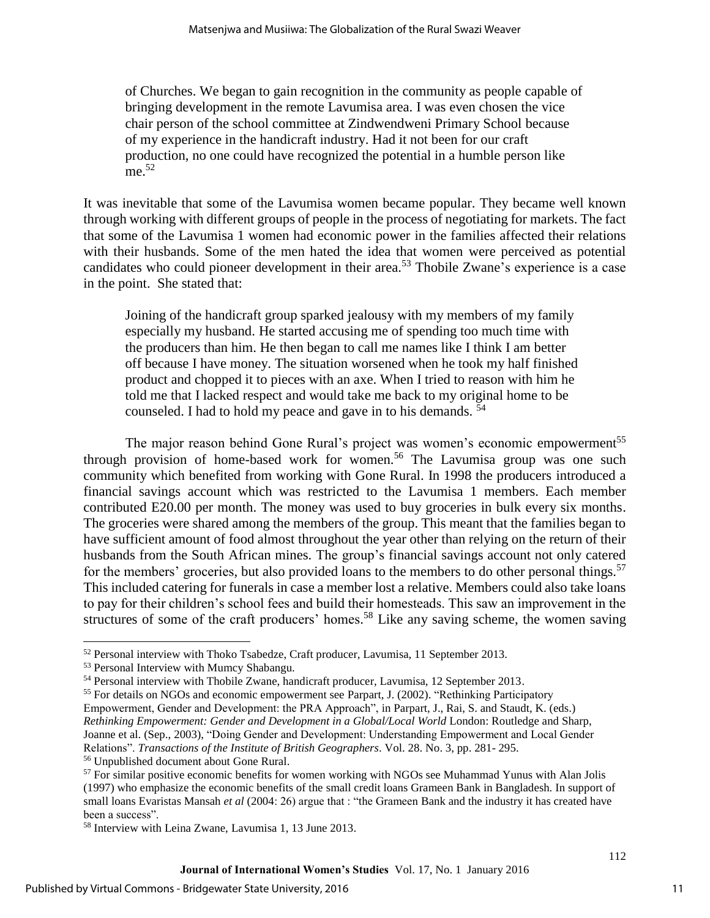> of Churches. We began to gain recognition in the community as people capable of bringing development in the remote Lavumisa area. I was even chosen the vice chair person of the school committee at Zindwendweni Primary School because of my experience in the handicraft industry. Had it not been for our craft production, no one could have recognized the potential in a humble person like me.[52]

It was inevitable that some of the Lavumisa women became popular. They became well known through working with different groups of people in the process of negotiating for markets. The fact that some of the Lavumisa 1 women had economic power in the families affected their relations with their husbands. Some of the men hated the idea that women were perceived as potential candidates who could pioneer development in their area.[53] Thobile Zwane's experience is a case in the point. She stated that:

> Joining of the handicraft group sparked jealousy with my members of my family especially my husband. He started accusing me of spending too much time with the producers than him. He then began to call me names like I think I am better off because I have money. The situation worsened when he took my half finished product and chopped it to pieces with an axe. When I tried to reason with him he told me that I lacked respect and would take me back to my original home to be counseled. I had to hold my peace and gave in to his demands. [54]

The major reason behind Gone Rural's project was women's economic empowerment[55] through provision of home-based work for women.[56] The Lavumisa group was one such community which benefited from working with Gone Rural. In 1998 the producers introduced a financial savings account which was restricted to the Lavumisa 1 members. Each member contributed E20.00 per month. The money was used to buy groceries in bulk every six months. The groceries were shared among the members of the group. This meant that the families began to have sufficient amount of food almost throughout the year other than relying on the return of their husbands from the South African mines. The group's financial savings account not only catered for the members' groceries, but also provided loans to the members to do other personal things.[57] This included catering for funerals in case a member lost a relative. Members could also take loans to pay for their children's school fees and build their homesteads. This saw an improvement in the structures of some of the craft producers' homes.[58] Like any saving scheme, the women saving

---

[52] Personal interview with Thoko Tsabedze, Craft producer, Lavumisa, 11 September 2013.

[53] Personal Interview with Mumcy Shabangu.

[54] Personal interview with Thobile Zwane, handicraft producer, Lavumisa, 12 September 2013.

[55] For details on NGOs and economic empowerment see Parpart, J. (2002). "Rethinking Participatory Empowerment, Gender and Development: the PRA Approach", in Parpart, J., Rai, S. and Staudt, K. (eds.) *Rethinking Empowerment: Gender and Development in a Global/Local World* London: Routledge and Sharp, Joanne et al. (Sep., 2003), "Doing Gender and Development: Understanding Empowerment and Local Gender Relations". *Transactions of the Institute of British Geographers*. Vol. 28. No. 3, pp. 281- 295.

[56] Unpublished document about Gone Rural.

[57] For similar positive economic benefits for women working with NGOs see Muhammad Yunus with Alan Jolis (1997) who emphasize the economic benefits of the small credit loans Grameen Bank in Bangladesh. In support of small loans Evaristas Mansah *et al* (2004: 26) argue that : "the Grameen Bank and the industry it has created have been a success".

[58] Interview with Leina Zwane, Lavumisa 1, 13 June 2013.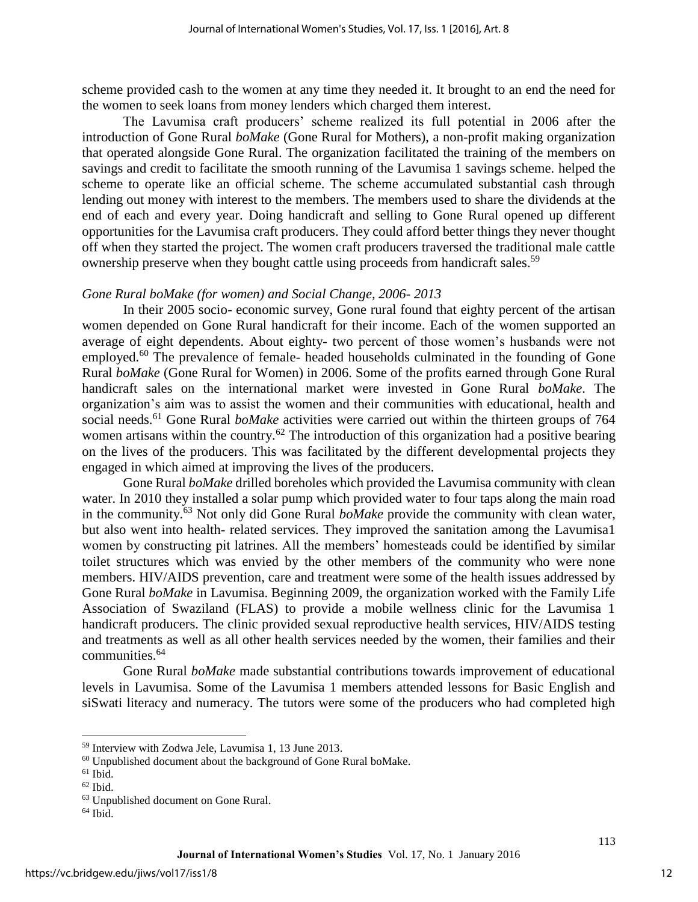scheme provided cash to the women at any time they needed it. It brought to an end the need for the women to seek loans from money lenders which charged them interest.

The Lavumisa craft producers' scheme realized its full potential in 2006 after the introduction of Gone Rural *boMake* (Gone Rural for Mothers), a non-profit making organization that operated alongside Gone Rural. The organization facilitated the training of the members on savings and credit to facilitate the smooth running of the Lavumisa 1 savings scheme. helped the scheme to operate like an official scheme. The scheme accumulated substantial cash through lending out money with interest to the members. The members used to share the dividends at the end of each and every year. Doing handicraft and selling to Gone Rural opened up different opportunities for the Lavumisa craft producers. They could afford better things they never thought off when they started the project. The women craft producers traversed the traditional male cattle ownership preserve when they bought cattle using proceeds from handicraft sales.[59]

*Gone Rural boMake (for women) and Social Change, 2006- 2013*

In their 2005 socio- economic survey, Gone rural found that eighty percent of the artisan women depended on Gone Rural handicraft for their income. Each of the women supported an average of eight dependents. About eighty- two percent of those women's husbands were not employed.[60] The prevalence of female- headed households culminated in the founding of Gone Rural *boMake* (Gone Rural for Women) in 2006. Some of the profits earned through Gone Rural handicraft sales on the international market were invested in Gone Rural *boMake*. The organization's aim was to assist the women and their communities with educational, health and social needs.[61] Gone Rural *boMake* activities were carried out within the thirteen groups of 764 women artisans within the country.[62] The introduction of this organization had a positive bearing on the lives of the producers. This was facilitated by the different developmental projects they engaged in which aimed at improving the lives of the producers.

Gone Rural *boMake* drilled boreholes which provided the Lavumisa community with clean water. In 2010 they installed a solar pump which provided water to four taps along the main road in the community.[63] Not only did Gone Rural *boMake* provide the community with clean water, but also went into health- related services. They improved the sanitation among the Lavumisa1 women by constructing pit latrines. All the members' homesteads could be identified by similar toilet structures which was envied by the other members of the community who were none members. HIV/AIDS prevention, care and treatment were some of the health issues addressed by Gone Rural *boMake* in Lavumisa. Beginning 2009, the organization worked with the Family Life Association of Swaziland (FLAS) to provide a mobile wellness clinic for the Lavumisa 1 handicraft producers. The clinic provided sexual reproductive health services, HIV/AIDS testing and treatments as well as all other health services needed by the women, their families and their communities.[64]

Gone Rural *boMake* made substantial contributions towards improvement of educational levels in Lavumisa. Some of the Lavumisa 1 members attended lessons for Basic English and siSwati literacy and numeracy. The tutors were some of the producers who had completed high

---

[59] Interview with Zodwa Jele, Lavumisa 1, 13 June 2013.

[60] Unpublished document about the background of Gone Rural boMake.

[61] Ibid.

[62] Ibid.

[63] Unpublished document on Gone Rural.

[64] Ibid.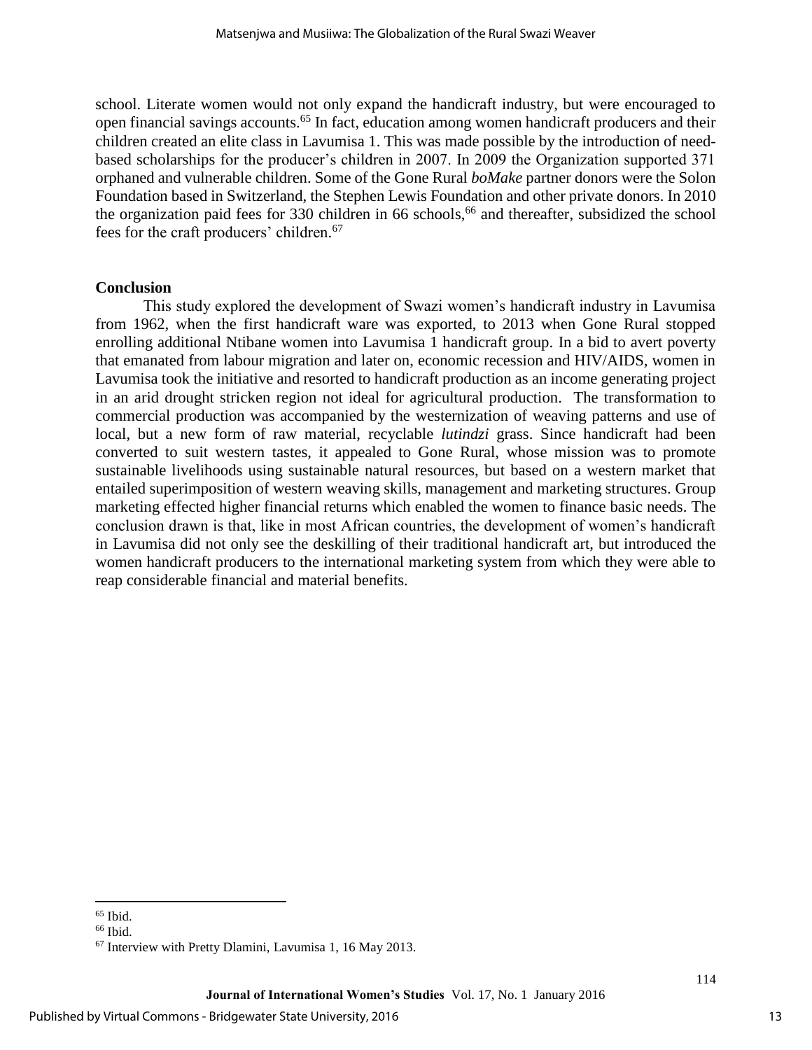school. Literate women would not only expand the handicraft industry, but were encouraged to open financial savings accounts.[65] In fact, education among women handicraft producers and their children created an elite class in Lavumisa 1. This was made possible by the introduction of need-based scholarships for the producer's children in 2007. In 2009 the Organization supported 371 orphaned and vulnerable children. Some of the Gone Rural *boMake* partner donors were the Solon Foundation based in Switzerland, the Stephen Lewis Foundation and other private donors. In 2010 the organization paid fees for 330 children in 66 schools,[66] and thereafter, subsidized the school fees for the craft producers' children.[67]

## Conclusion

This study explored the development of Swazi women's handicraft industry in Lavumisa from 1962, when the first handicraft ware was exported, to 2013 when Gone Rural stopped enrolling additional Ntibane women into Lavumisa 1 handicraft group. In a bid to avert poverty that emanated from labour migration and later on, economic recession and HIV/AIDS, women in Lavumisa took the initiative and resorted to handicraft production as an income generating project in an arid drought stricken region not ideal for agricultural production. The transformation to commercial production was accompanied by the westernization of weaving patterns and use of local, but a new form of raw material, recyclable *lutindzi* grass. Since handicraft had been converted to suit western tastes, it appealed to Gone Rural, whose mission was to promote sustainable livelihoods using sustainable natural resources, but based on a western market that entailed superimposition of western weaving skills, management and marketing structures. Group marketing effected higher financial returns which enabled the women to finance basic needs. The conclusion drawn is that, like in most African countries, the development of women's handicraft in Lavumisa did not only see the deskilling of their traditional handicraft art, but introduced the women handicraft producers to the international marketing system from which they were able to reap considerable financial and material benefits.

---

[65] Ibid.

[66] Ibid.

[67] Interview with Pretty Dlamini, Lavumisa 1, 16 May 2013.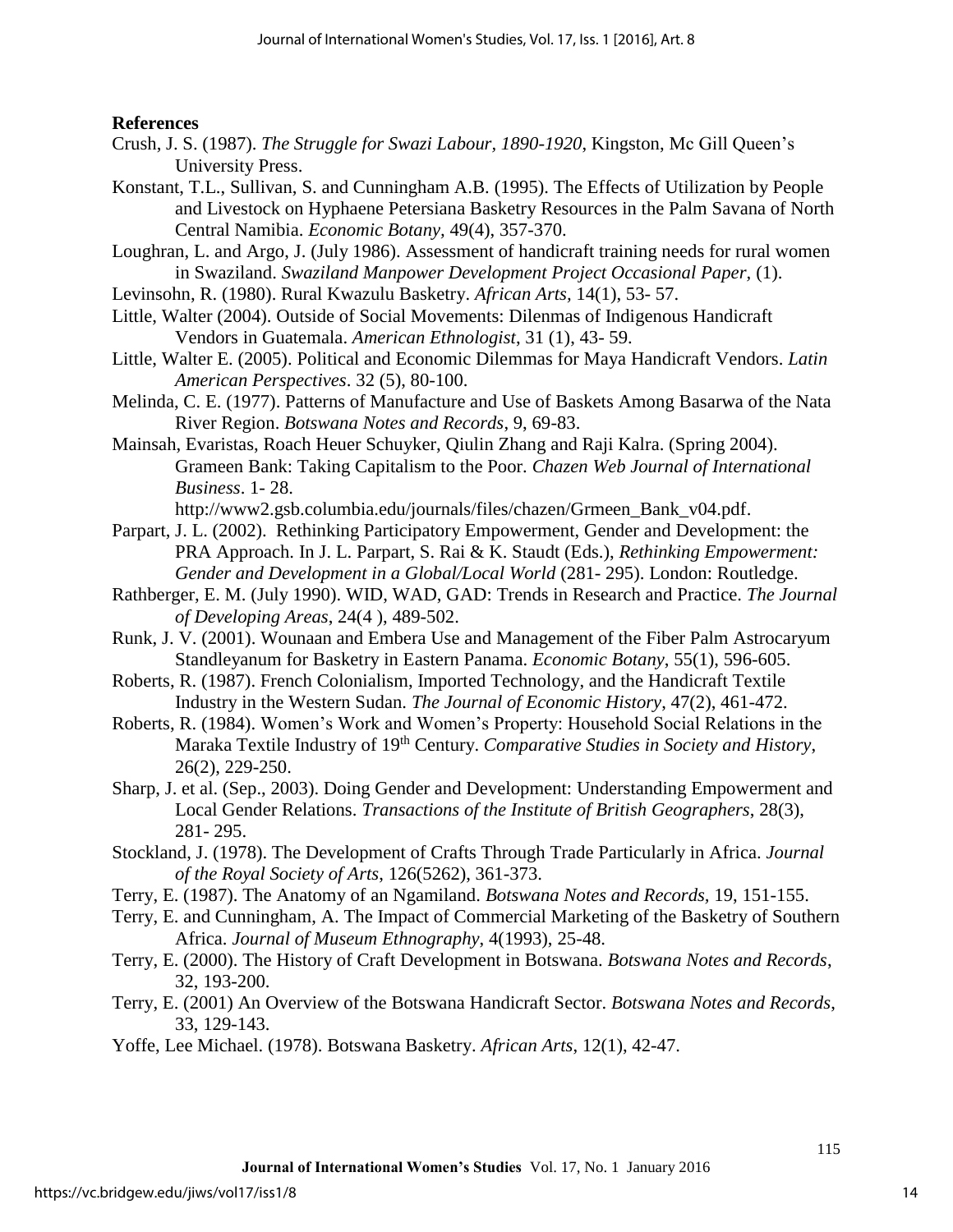**References**

Crush, J. S. (1987). *The Struggle for Swazi Labour, 1890-1920*, Kingston, Mc Gill Queen's University Press.

Konstant, T.L., Sullivan, S. and Cunningham A.B. (1995). The Effects of Utilization by People and Livestock on Hyphaene Petersiana Basketry Resources in the Palm Savana of North Central Namibia. *Economic Botany*, 49(4), 357-370.

Loughran, L. and Argo, J. (July 1986). Assessment of handicraft training needs for rural women in Swaziland. *Swaziland Manpower Development Project Occasional Paper*, (1).

Levinsohn, R. (1980). Rural Kwazulu Basketry. *African Arts*, 14(1), 53- 57.

Little, Walter (2004). Outside of Social Movements: Dilenmas of Indigenous Handicraft Vendors in Guatemala. *American Ethnologist*, 31 (1), 43- 59.

Little, Walter E. (2005). Political and Economic Dilemmas for Maya Handicraft Vendors. *Latin American Perspectives*. 32 (5), 80-100.

Melinda, C. E. (1977). Patterns of Manufacture and Use of Baskets Among Basarwa of the Nata River Region. *Botswana Notes and Records*, 9, 69-83.

Mainsah, Evaristas, Roach Heuer Schuyker, Qiulin Zhang and Raji Kalra. (Spring 2004). Grameen Bank: Taking Capitalism to the Poor. *Chazen Web Journal of International Business*. 1- 28. http://www2.gsb.columbia.edu/journals/files/chazen/Grmeen_Bank_v04.pdf.

Parpart, J. L. (2002). Rethinking Participatory Empowerment, Gender and Development: the PRA Approach. In J. L. Parpart, S. Rai & K. Staudt (Eds.), *Rethinking Empowerment: Gender and Development in a Global/Local World* (281- 295). London: Routledge.

Rathberger, E. M. (July 1990). WID, WAD, GAD: Trends in Research and Practice. *The Journal of Developing Areas*, 24(4 ), 489-502.

Runk, J. V. (2001). Wounaan and Embera Use and Management of the Fiber Palm Astrocaryum Standleyanum for Basketry in Eastern Panama. *Economic Botany*, 55(1), 596-605.

Roberts, R. (1987). French Colonialism, Imported Technology, and the Handicraft Textile Industry in the Western Sudan. *The Journal of Economic History*, 47(2), 461-472.

Roberts, R. (1984). Women's Work and Women's Property: Household Social Relations in the Maraka Textile Industry of 19th Century. *Comparative Studies in Society and History*, 26(2), 229-250.

Sharp, J. et al. (Sep., 2003). Doing Gender and Development: Understanding Empowerment and Local Gender Relations. *Transactions of the Institute of British Geographers*, 28(3), 281- 295.

Stockland, J. (1978). The Development of Crafts Through Trade Particularly in Africa. *Journal of the Royal Society of Arts*, 126(5262), 361-373.

Terry, E. (1987). The Anatomy of an Ngamiland. *Botswana Notes and Records*, 19, 151-155.

Terry, E. and Cunningham, A. The Impact of Commercial Marketing of the Basketry of Southern Africa. *Journal of Museum Ethnography*, 4(1993), 25-48.

Terry, E. (2000). The History of Craft Development in Botswana. *Botswana Notes and Records*, 32, 193-200.

Terry, E. (2001) An Overview of the Botswana Handicraft Sector. *Botswana Notes and Records*, 33, 129-143.

Yoffe, Lee Michael. (1978). Botswana Basketry. *African Arts*, 12(1), 42-47.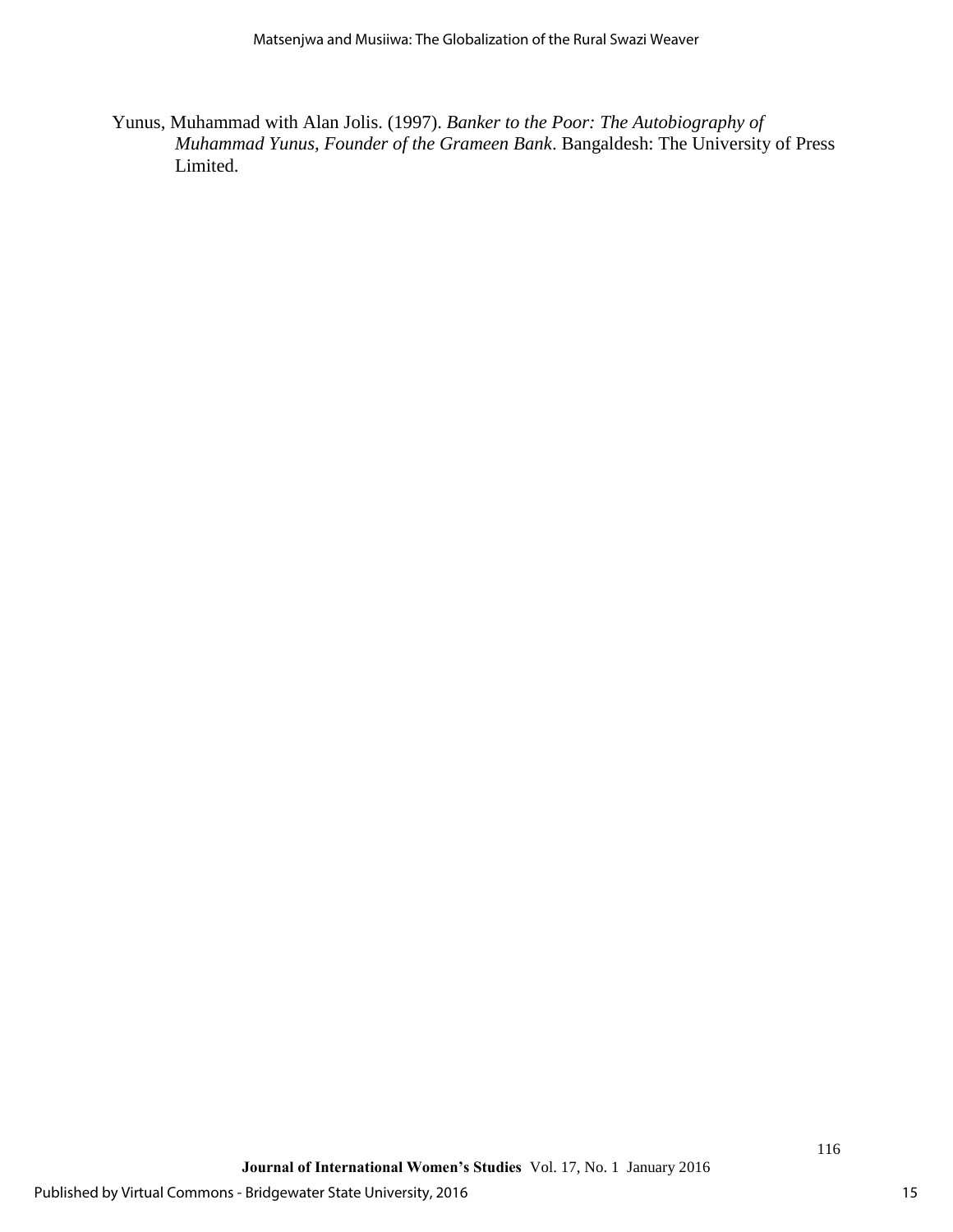Yunus, Muhammad with Alan Jolis. (1997). *Banker to the Poor: The Autobiography of Muhammad Yunus, Founder of the Grameen Bank*. Bangaldesh: The University of Press Limited.